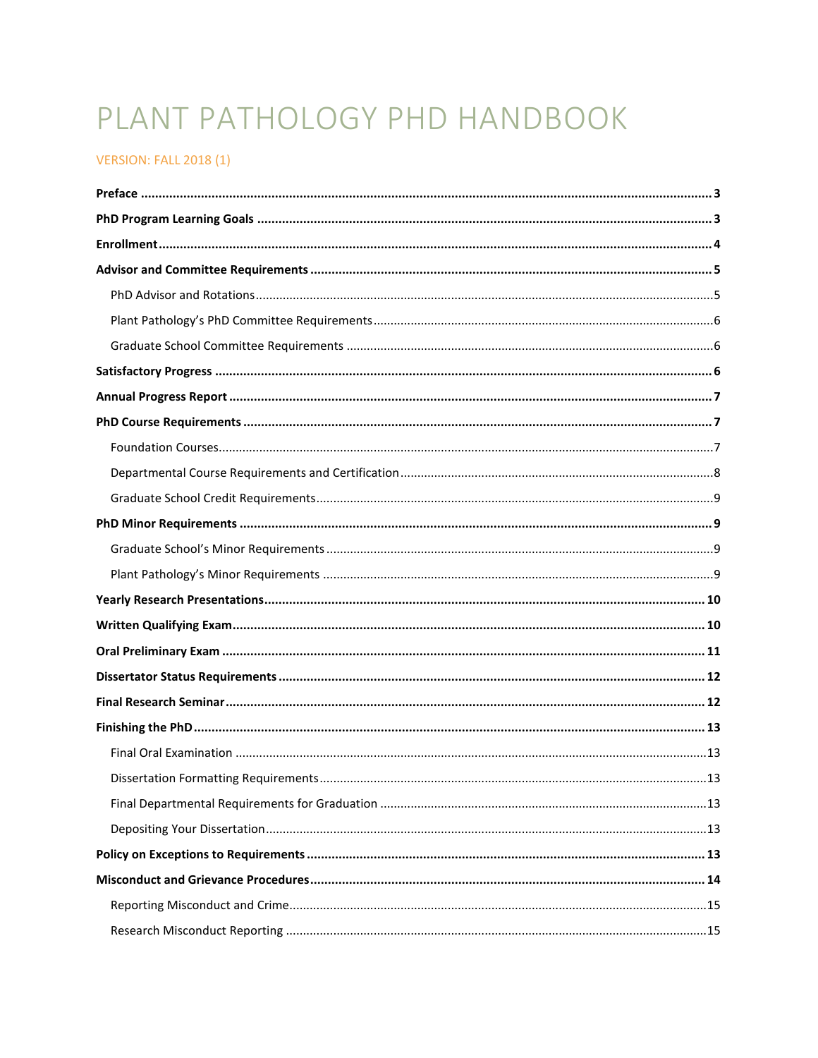# PLANT PATHOLOGY PHD HANDBOOK

VERSION: FALL 2018 (1)

**Preface** .......... 3

**PhD Program Learning Goals** .......... 3

**Enrollment** .......... 4

**Advisor and Committee Requirements** .......... 5

- PhD Advisor and Rotations .......... 5
- Plant Pathology's PhD Committee Requirements .......... 6
- Graduate School Committee Requirements .......... 6

**Satisfactory Progress** .......... 6

**Annual Progress Report** .......... 7

**PhD Course Requirements** .......... 7

- Foundation Courses .......... 7
- Departmental Course Requirements and Certification .......... 8
- Graduate School Credit Requirements .......... 9

**PhD Minor Requirements** .......... 9

- Graduate School's Minor Requirements .......... 9
- Plant Pathology's Minor Requirements .......... 9

**Yearly Research Presentations** .......... 10

**Written Qualifying Exam** .......... 10

**Oral Preliminary Exam** .......... 11

**Dissertator Status Requirements** .......... 12

**Final Research Seminar** .......... 12

**Finishing the PhD** .......... 13

- Final Oral Examination .......... 13
- Dissertation Formatting Requirements .......... 13
- Final Departmental Requirements for Graduation .......... 13
- Depositing Your Dissertation .......... 13

**Policy on Exceptions to Requirements** .......... 13

**Misconduct and Grievance Procedures** .......... 14

- Reporting Misconduct and Crime .......... 15
- Research Misconduct Reporting .......... 15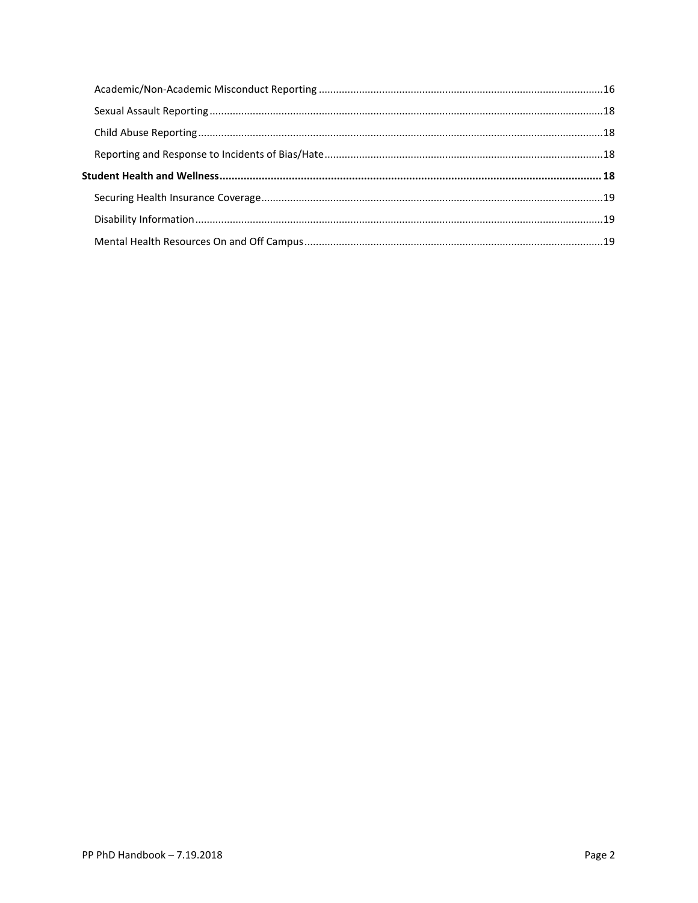Academic/Non-Academic Misconduct Reporting ....................................................................................................16

Sexual Assault Reporting ....................................................................................................18

Child Abuse Reporting ....................................................................................................18

Reporting and Response to Incidents of Bias/Hate ....................................................................................................18

**Student Health and Wellness ....................................................................................................18**

Securing Health Insurance Coverage ....................................................................................................19

Disability Information ....................................................................................................19

Mental Health Resources On and Off Campus ....................................................................................................19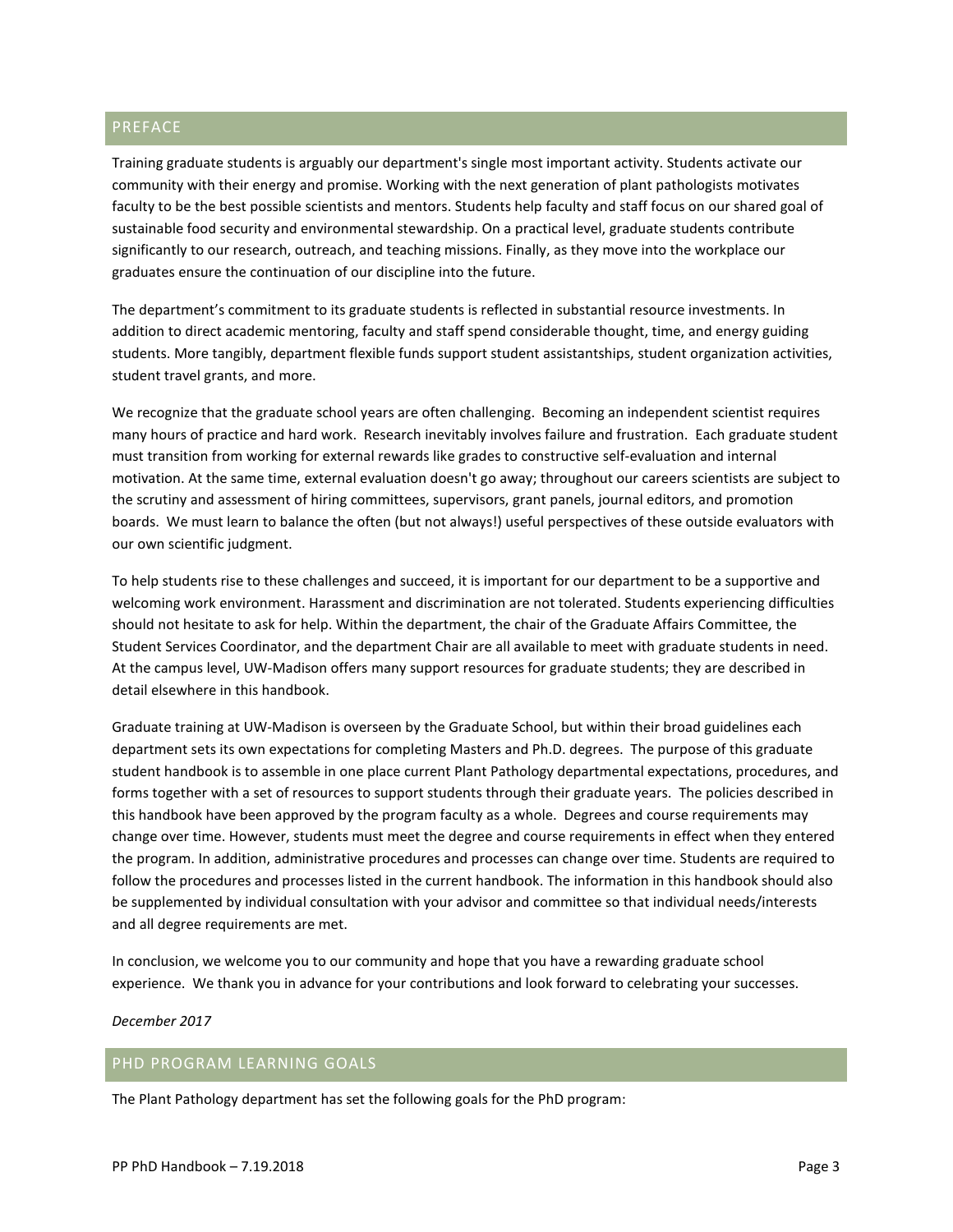## PREFACE

Training graduate students is arguably our department's single most important activity. Students activate our community with their energy and promise. Working with the next generation of plant pathologists motivates faculty to be the best possible scientists and mentors. Students help faculty and staff focus on our shared goal of sustainable food security and environmental stewardship. On a practical level, graduate students contribute significantly to our research, outreach, and teaching missions. Finally, as they move into the workplace our graduates ensure the continuation of our discipline into the future.

The department's commitment to its graduate students is reflected in substantial resource investments. In addition to direct academic mentoring, faculty and staff spend considerable thought, time, and energy guiding students. More tangibly, department flexible funds support student assistantships, student organization activities, student travel grants, and more.

We recognize that the graduate school years are often challenging. Becoming an independent scientist requires many hours of practice and hard work. Research inevitably involves failure and frustration. Each graduate student must transition from working for external rewards like grades to constructive self-evaluation and internal motivation. At the same time, external evaluation doesn't go away; throughout our careers scientists are subject to the scrutiny and assessment of hiring committees, supervisors, grant panels, journal editors, and promotion boards. We must learn to balance the often (but not always!) useful perspectives of these outside evaluators with our own scientific judgment.

To help students rise to these challenges and succeed, it is important for our department to be a supportive and welcoming work environment. Harassment and discrimination are not tolerated. Students experiencing difficulties should not hesitate to ask for help. Within the department, the chair of the Graduate Affairs Committee, the Student Services Coordinator, and the department Chair are all available to meet with graduate students in need. At the campus level, UW-Madison offers many support resources for graduate students; they are described in detail elsewhere in this handbook.

Graduate training at UW-Madison is overseen by the Graduate School, but within their broad guidelines each department sets its own expectations for completing Masters and Ph.D. degrees. The purpose of this graduate student handbook is to assemble in one place current Plant Pathology departmental expectations, procedures, and forms together with a set of resources to support students through their graduate years. The policies described in this handbook have been approved by the program faculty as a whole. Degrees and course requirements may change over time. However, students must meet the degree and course requirements in effect when they entered the program. In addition, administrative procedures and processes can change over time. Students are required to follow the procedures and processes listed in the current handbook. The information in this handbook should also be supplemented by individual consultation with your advisor and committee so that individual needs/interests and all degree requirements are met.

In conclusion, we welcome you to our community and hope that you have a rewarding graduate school experience. We thank you in advance for your contributions and look forward to celebrating your successes.

*December 2017*

## PHD PROGRAM LEARNING GOALS

The Plant Pathology department has set the following goals for the PhD program: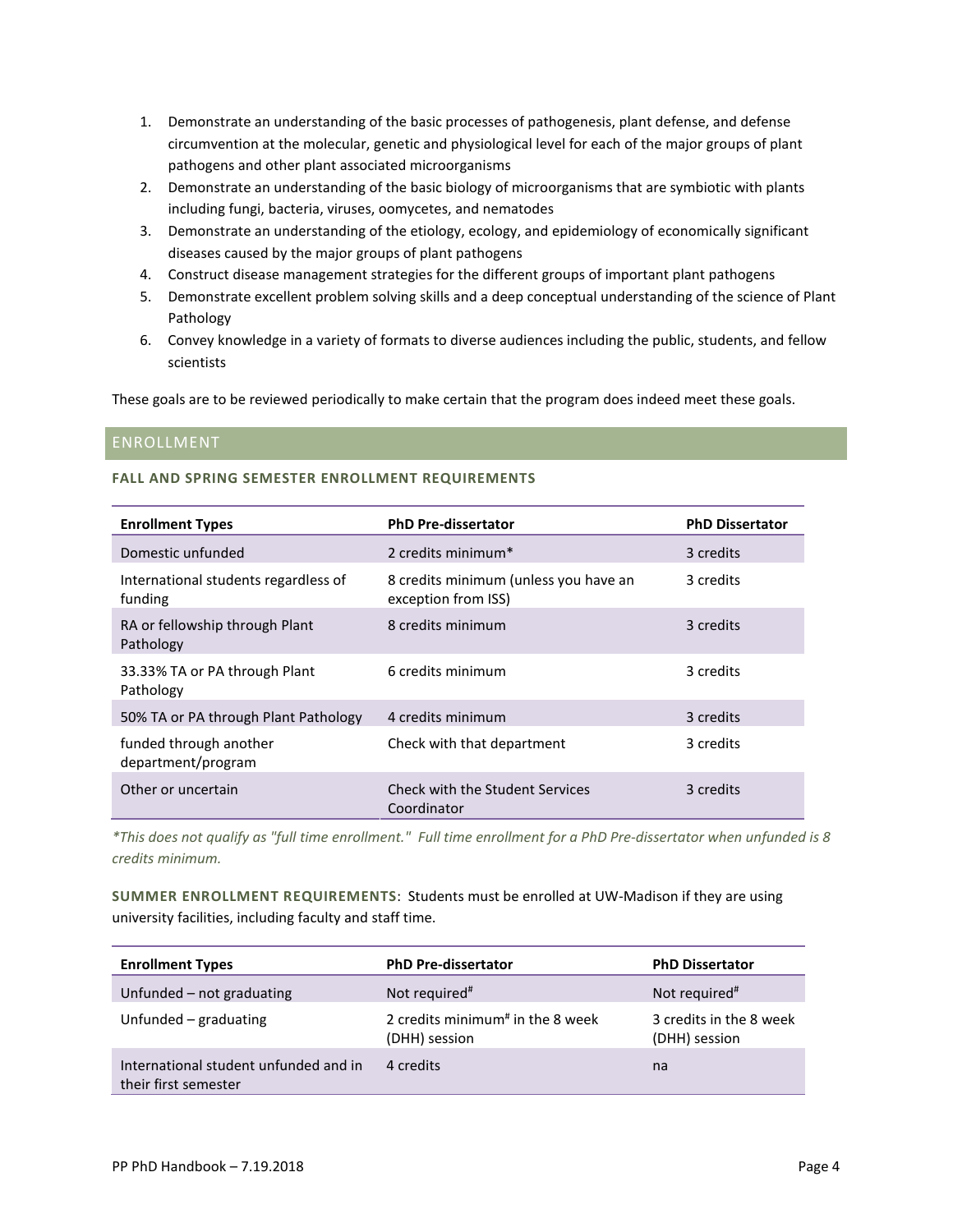1. Demonstrate an understanding of the basic processes of pathogenesis, plant defense, and defense circumvention at the molecular, genetic and physiological level for each of the major groups of plant pathogens and other plant associated microorganisms
2. Demonstrate an understanding of the basic biology of microorganisms that are symbiotic with plants including fungi, bacteria, viruses, oomycetes, and nematodes
3. Demonstrate an understanding of the etiology, ecology, and epidemiology of economically significant diseases caused by the major groups of plant pathogens
4. Construct disease management strategies for the different groups of important plant pathogens
5. Demonstrate excellent problem solving skills and a deep conceptual understanding of the science of Plant Pathology
6. Convey knowledge in a variety of formats to diverse audiences including the public, students, and fellow scientists

These goals are to be reviewed periodically to make certain that the program does indeed meet these goals.

## ENROLLMENT

### FALL AND SPRING SEMESTER ENROLLMENT REQUIREMENTS

| Enrollment Types | PhD Pre-dissertator | PhD Dissertator |
| --- | --- | --- |
| Domestic unfunded | 2 credits minimum* | 3 credits |
| International students regardless of funding | 8 credits minimum (unless you have an exception from ISS) | 3 credits |
| RA or fellowship through Plant Pathology | 8 credits minimum | 3 credits |
| 33.33% TA or PA through Plant Pathology | 6 credits minimum | 3 credits |
| 50% TA or PA through Plant Pathology | 4 credits minimum | 3 credits |
| funded through another department/program | Check with that department | 3 credits |
| Other or uncertain | Check with the Student Services Coordinator | 3 credits |

*\*This does not qualify as "full time enrollment." Full time enrollment for a PhD Pre-dissertator when unfunded is 8 credits minimum.*

**SUMMER ENROLLMENT REQUIREMENTS**: Students must be enrolled at UW-Madison if they are using university facilities, including faculty and staff time.

| Enrollment Types | PhD Pre-dissertator | PhD Dissertator |
| --- | --- | --- |
| Unfunded – not graduating | Not required[#] | Not required[#] |
| Unfunded – graduating | 2 credits minimum[#] in the 8 week (DHH) session | 3 credits in the 8 week (DHH) session |
| International student unfunded and in their first semester | 4 credits | na |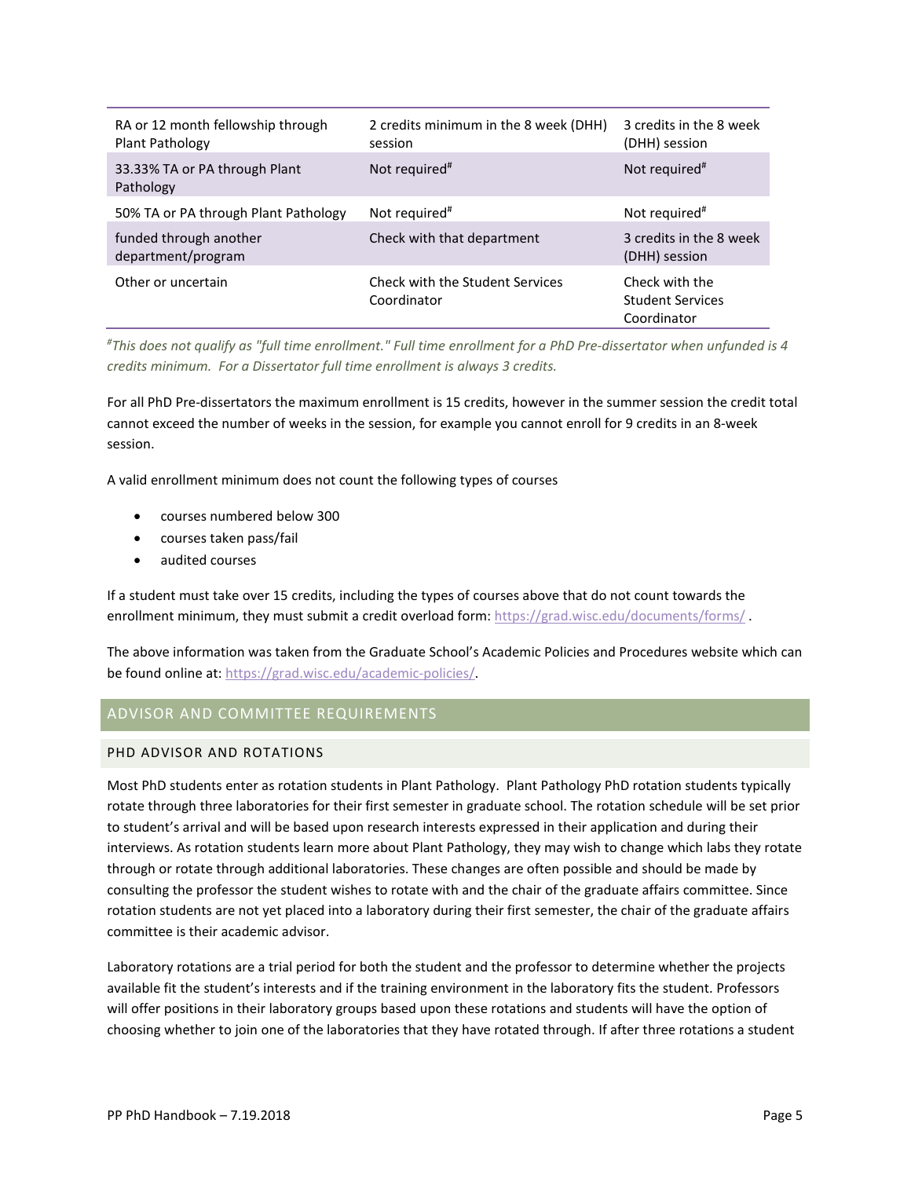| | | |
|---|---|---|
| RA or 12 month fellowship through Plant Pathology | 2 credits minimum in the 8 week (DHH) session | 3 credits in the 8 week (DHH) session |
| 33.33% TA or PA through Plant Pathology | Not required# | Not required# |
| 50% TA or PA through Plant Pathology | Not required# | Not required# |
| funded through another department/program | Check with that department | 3 credits in the 8 week (DHH) session |
| Other or uncertain | Check with the Student Services Coordinator | Check with the Student Services Coordinator |

*#This does not qualify as "full time enrollment." Full time enrollment for a PhD Pre-dissertator when unfunded is 4 credits minimum. For a Dissertator full time enrollment is always 3 credits.*

For all PhD Pre-dissertators the maximum enrollment is 15 credits, however in the summer session the credit total cannot exceed the number of weeks in the session, for example you cannot enroll for 9 credits in an 8-week session.

A valid enrollment minimum does not count the following types of courses

- courses numbered below 300
- courses taken pass/fail
- audited courses

If a student must take over 15 credits, including the types of courses above that do not count towards the enrollment minimum, they must submit a credit overload form: https://grad.wisc.edu/documents/forms/ .

The above information was taken from the Graduate School's Academic Policies and Procedures website which can be found online at: https://grad.wisc.edu/academic-policies/.

## ADVISOR AND COMMITTEE REQUIREMENTS

### PHD ADVISOR AND ROTATIONS

Most PhD students enter as rotation students in Plant Pathology. Plant Pathology PhD rotation students typically rotate through three laboratories for their first semester in graduate school. The rotation schedule will be set prior to student's arrival and will be based upon research interests expressed in their application and during their interviews. As rotation students learn more about Plant Pathology, they may wish to change which labs they rotate through or rotate through additional laboratories. These changes are often possible and should be made by consulting the professor the student wishes to rotate with and the chair of the graduate affairs committee. Since rotation students are not yet placed into a laboratory during their first semester, the chair of the graduate affairs committee is their academic advisor.

Laboratory rotations are a trial period for both the student and the professor to determine whether the projects available fit the student's interests and if the training environment in the laboratory fits the student. Professors will offer positions in their laboratory groups based upon these rotations and students will have the option of choosing whether to join one of the laboratories that they have rotated through. If after three rotations a student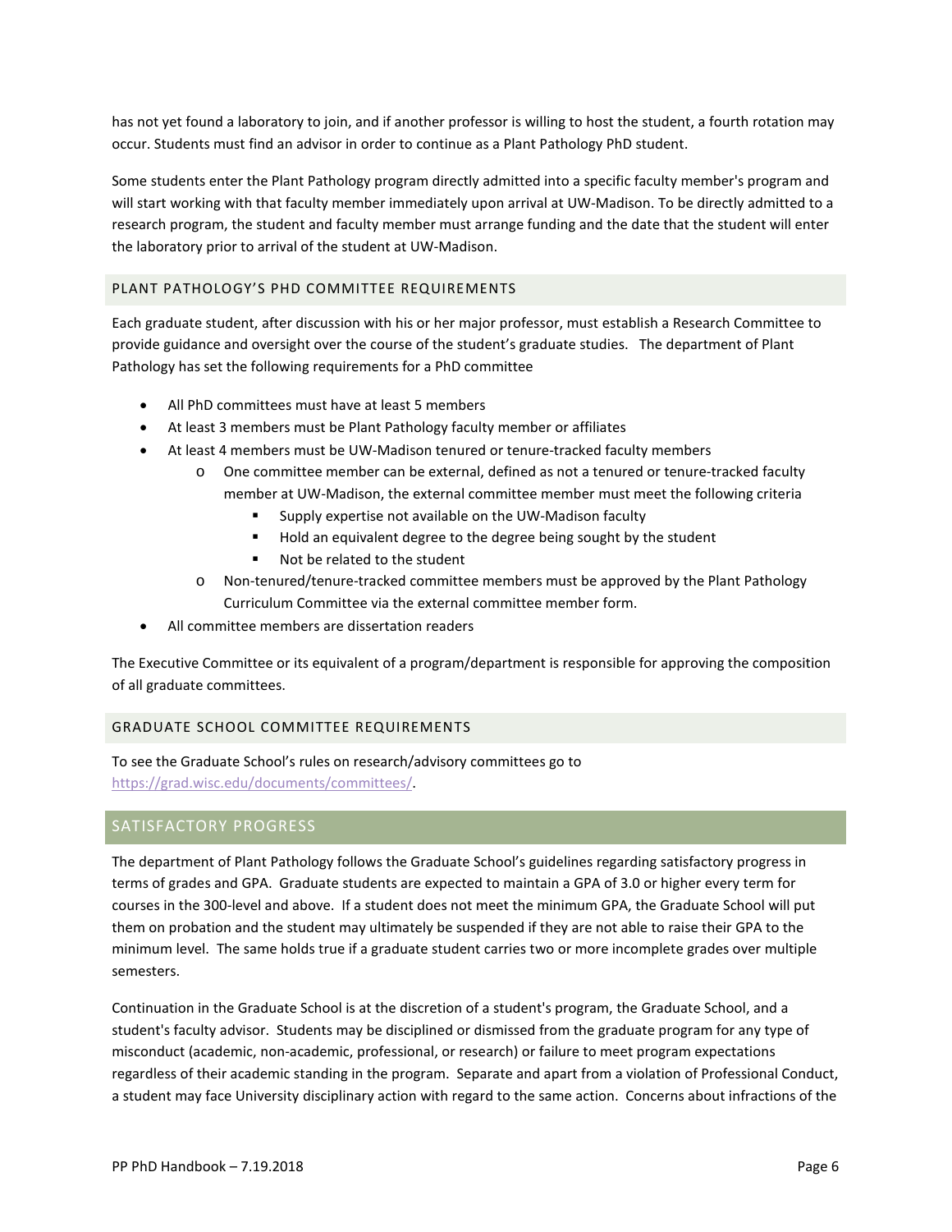has not yet found a laboratory to join, and if another professor is willing to host the student, a fourth rotation may occur. Students must find an advisor in order to continue as a Plant Pathology PhD student.

Some students enter the Plant Pathology program directly admitted into a specific faculty member's program and will start working with that faculty member immediately upon arrival at UW-Madison. To be directly admitted to a research program, the student and faculty member must arrange funding and the date that the student will enter the laboratory prior to arrival of the student at UW-Madison.

### PLANT PATHOLOGY'S PHD COMMITTEE REQUIREMENTS

Each graduate student, after discussion with his or her major professor, must establish a Research Committee to provide guidance and oversight over the course of the student's graduate studies. The department of Plant Pathology has set the following requirements for a PhD committee

- All PhD committees must have at least 5 members
- At least 3 members must be Plant Pathology faculty member or affiliates
- At least 4 members must be UW-Madison tenured or tenure-tracked faculty members
  - One committee member can be external, defined as not a tenured or tenure-tracked faculty member at UW-Madison, the external committee member must meet the following criteria
    - Supply expertise not available on the UW-Madison faculty
    - Hold an equivalent degree to the degree being sought by the student
    - Not be related to the student
  - Non-tenured/tenure-tracked committee members must be approved by the Plant Pathology Curriculum Committee via the external committee member form.
- All committee members are dissertation readers

The Executive Committee or its equivalent of a program/department is responsible for approving the composition of all graduate committees.

### GRADUATE SCHOOL COMMITTEE REQUIREMENTS

To see the Graduate School's rules on research/advisory committees go to https://grad.wisc.edu/documents/committees/.

## SATISFACTORY PROGRESS

The department of Plant Pathology follows the Graduate School's guidelines regarding satisfactory progress in terms of grades and GPA. Graduate students are expected to maintain a GPA of 3.0 or higher every term for courses in the 300-level and above. If a student does not meet the minimum GPA, the Graduate School will put them on probation and the student may ultimately be suspended if they are not able to raise their GPA to the minimum level. The same holds true if a graduate student carries two or more incomplete grades over multiple semesters.

Continuation in the Graduate School is at the discretion of a student's program, the Graduate School, and a student's faculty advisor. Students may be disciplined or dismissed from the graduate program for any type of misconduct (academic, non-academic, professional, or research) or failure to meet program expectations regardless of their academic standing in the program. Separate and apart from a violation of Professional Conduct, a student may face University disciplinary action with regard to the same action. Concerns about infractions of the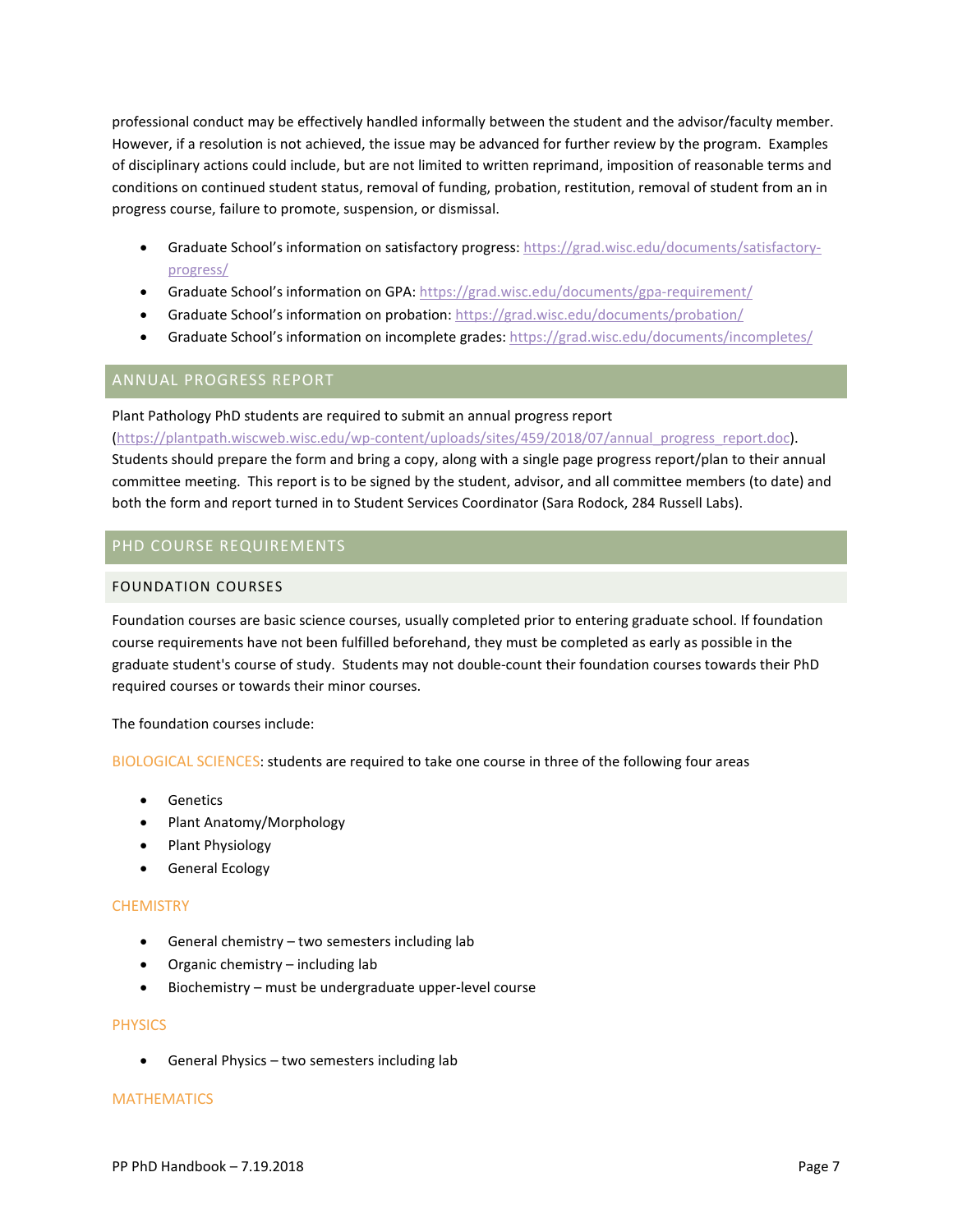professional conduct may be effectively handled informally between the student and the advisor/faculty member. However, if a resolution is not achieved, the issue may be advanced for further review by the program. Examples of disciplinary actions could include, but are not limited to written reprimand, imposition of reasonable terms and conditions on continued student status, removal of funding, probation, restitution, removal of student from an in progress course, failure to promote, suspension, or dismissal.

- Graduate School's information on satisfactory progress: https://grad.wisc.edu/documents/satisfactory-progress/
- Graduate School's information on GPA: https://grad.wisc.edu/documents/gpa-requirement/
- Graduate School's information on probation: https://grad.wisc.edu/documents/probation/
- Graduate School's information on incomplete grades: https://grad.wisc.edu/documents/incompletes/

## ANNUAL PROGRESS REPORT

Plant Pathology PhD students are required to submit an annual progress report (https://plantpath.wiscweb.wisc.edu/wp-content/uploads/sites/459/2018/07/annual_progress_report.doc). Students should prepare the form and bring a copy, along with a single page progress report/plan to their annual committee meeting. This report is to be signed by the student, advisor, and all committee members (to date) and both the form and report turned in to Student Services Coordinator (Sara Rodock, 284 Russell Labs).

## PHD COURSE REQUIREMENTS

### FOUNDATION COURSES

Foundation courses are basic science courses, usually completed prior to entering graduate school. If foundation course requirements have not been fulfilled beforehand, they must be completed as early as possible in the graduate student's course of study. Students may not double-count their foundation courses towards their PhD required courses or towards their minor courses.

The foundation courses include:

BIOLOGICAL SCIENCES: students are required to take one course in three of the following four areas

- Genetics
- Plant Anatomy/Morphology
- Plant Physiology
- General Ecology

#### CHEMISTRY

- General chemistry – two semesters including lab
- Organic chemistry – including lab
- Biochemistry – must be undergraduate upper-level course

#### PHYSICS

- General Physics – two semesters including lab

#### MATHEMATICS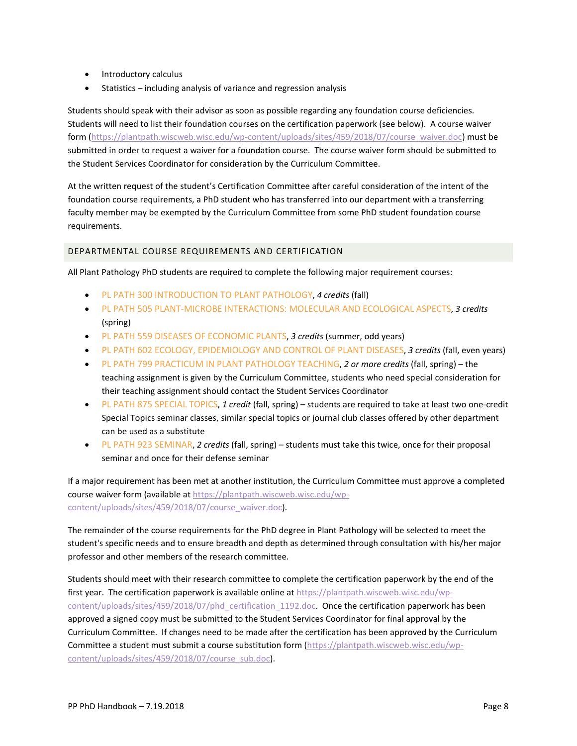- Introductory calculus
- Statistics – including analysis of variance and regression analysis

Students should speak with their advisor as soon as possible regarding any foundation course deficiencies. Students will need to list their foundation courses on the certification paperwork (see below). A course waiver form (https://plantpath.wiscweb.wisc.edu/wp-content/uploads/sites/459/2018/07/course_waiver.doc) must be submitted in order to request a waiver for a foundation course. The course waiver form should be submitted to the Student Services Coordinator for consideration by the Curriculum Committee.

At the written request of the student's Certification Committee after careful consideration of the intent of the foundation course requirements, a PhD student who has transferred into our department with a transferring faculty member may be exempted by the Curriculum Committee from some PhD student foundation course requirements.

## DEPARTMENTAL COURSE REQUIREMENTS AND CERTIFICATION

All Plant Pathology PhD students are required to complete the following major requirement courses:

- PL PATH 300 INTRODUCTION TO PLANT PATHOLOGY, *4 credits* (fall)
- PL PATH 505 PLANT-MICROBE INTERACTIONS: MOLECULAR AND ECOLOGICAL ASPECTS, *3 credits* (spring)
- PL PATH 559 DISEASES OF ECONOMIC PLANTS, *3 credits* (summer, odd years)
- PL PATH 602 ECOLOGY, EPIDEMIOLOGY AND CONTROL OF PLANT DISEASES, *3 credits* (fall, even years)
- PL PATH 799 PRACTICUM IN PLANT PATHOLOGY TEACHING, *2 or more credits* (fall, spring) – the teaching assignment is given by the Curriculum Committee, students who need special consideration for their teaching assignment should contact the Student Services Coordinator
- PL PATH 875 SPECIAL TOPICS, *1 credit* (fall, spring) – students are required to take at least two one-credit Special Topics seminar classes, similar special topics or journal club classes offered by other department can be used as a substitute
- PL PATH 923 SEMINAR, *2 credits* (fall, spring) – students must take this twice, once for their proposal seminar and once for their defense seminar

If a major requirement has been met at another institution, the Curriculum Committee must approve a completed course waiver form (available at https://plantpath.wiscweb.wisc.edu/wp-content/uploads/sites/459/2018/07/course_waiver.doc).

The remainder of the course requirements for the PhD degree in Plant Pathology will be selected to meet the student's specific needs and to ensure breadth and depth as determined through consultation with his/her major professor and other members of the research committee.

Students should meet with their research committee to complete the certification paperwork by the end of the first year. The certification paperwork is available online at https://plantpath.wiscweb.wisc.edu/wp-content/uploads/sites/459/2018/07/phd_certification_1192.doc. Once the certification paperwork has been approved a signed copy must be submitted to the Student Services Coordinator for final approval by the Curriculum Committee. If changes need to be made after the certification has been approved by the Curriculum Committee a student must submit a course substitution form (https://plantpath.wiscweb.wisc.edu/wp-content/uploads/sites/459/2018/07/course_sub.doc).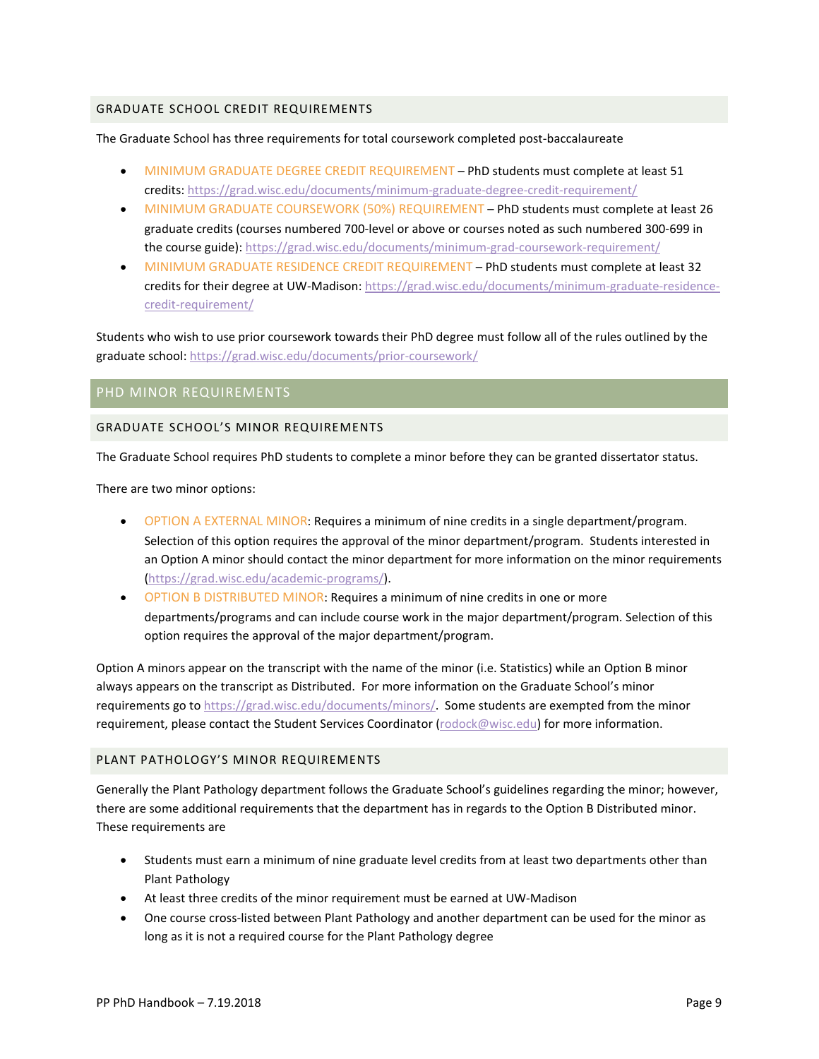### GRADUATE SCHOOL CREDIT REQUIREMENTS

The Graduate School has three requirements for total coursework completed post-baccalaureate

- MINIMUM GRADUATE DEGREE CREDIT REQUIREMENT – PhD students must complete at least 51 credits: https://grad.wisc.edu/documents/minimum-graduate-degree-credit-requirement/
- MINIMUM GRADUATE COURSEWORK (50%) REQUIREMENT – PhD students must complete at least 26 graduate credits (courses numbered 700-level or above or courses noted as such numbered 300-699 in the course guide): https://grad.wisc.edu/documents/minimum-grad-coursework-requirement/
- MINIMUM GRADUATE RESIDENCE CREDIT REQUIREMENT – PhD students must complete at least 32 credits for their degree at UW-Madison: https://grad.wisc.edu/documents/minimum-graduate-residence-credit-requirement/

Students who wish to use prior coursework towards their PhD degree must follow all of the rules outlined by the graduate school: https://grad.wisc.edu/documents/prior-coursework/

## PHD MINOR REQUIREMENTS

### GRADUATE SCHOOL'S MINOR REQUIREMENTS

The Graduate School requires PhD students to complete a minor before they can be granted dissertator status.

There are two minor options:

- OPTION A EXTERNAL MINOR: Requires a minimum of nine credits in a single department/program. Selection of this option requires the approval of the minor department/program. Students interested in an Option A minor should contact the minor department for more information on the minor requirements (https://grad.wisc.edu/academic-programs/).
- OPTION B DISTRIBUTED MINOR: Requires a minimum of nine credits in one or more departments/programs and can include course work in the major department/program. Selection of this option requires the approval of the major department/program.

Option A minors appear on the transcript with the name of the minor (i.e. Statistics) while an Option B minor always appears on the transcript as Distributed. For more information on the Graduate School's minor requirements go to https://grad.wisc.edu/documents/minors/. Some students are exempted from the minor requirement, please contact the Student Services Coordinator (rodock@wisc.edu) for more information.

### PLANT PATHOLOGY'S MINOR REQUIREMENTS

Generally the Plant Pathology department follows the Graduate School's guidelines regarding the minor; however, there are some additional requirements that the department has in regards to the Option B Distributed minor. These requirements are

- Students must earn a minimum of nine graduate level credits from at least two departments other than Plant Pathology
- At least three credits of the minor requirement must be earned at UW-Madison
- One course cross-listed between Plant Pathology and another department can be used for the minor as long as it is not a required course for the Plant Pathology degree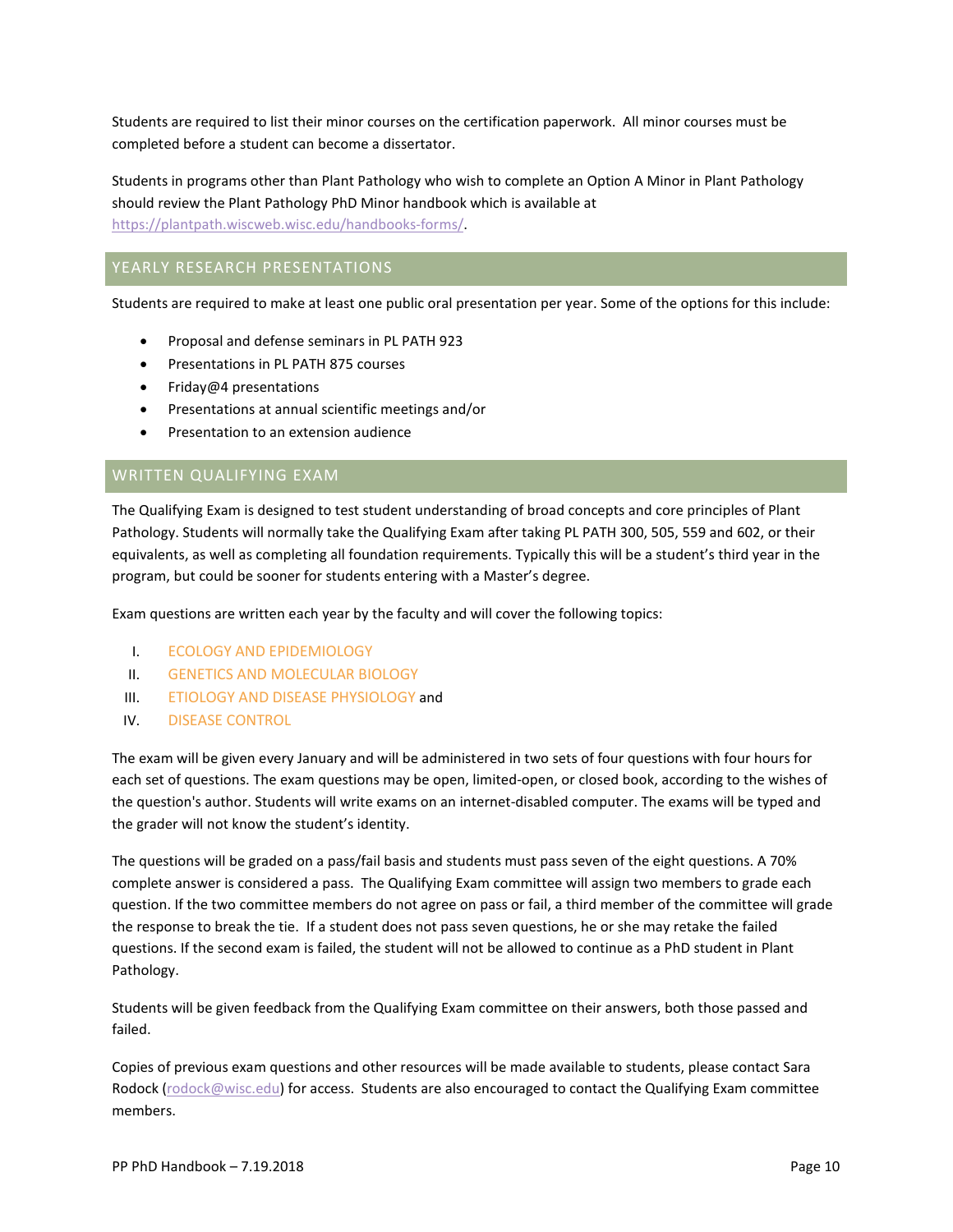Students are required to list their minor courses on the certification paperwork. All minor courses must be completed before a student can become a dissertator.

Students in programs other than Plant Pathology who wish to complete an Option A Minor in Plant Pathology should review the Plant Pathology PhD Minor handbook which is available at https://plantpath.wiscweb.wisc.edu/handbooks-forms/.

## YEARLY RESEARCH PRESENTATIONS

Students are required to make at least one public oral presentation per year. Some of the options for this include:

- Proposal and defense seminars in PL PATH 923
- Presentations in PL PATH 875 courses
- Friday@4 presentations
- Presentations at annual scientific meetings and/or
- Presentation to an extension audience

## WRITTEN QUALIFYING EXAM

The Qualifying Exam is designed to test student understanding of broad concepts and core principles of Plant Pathology. Students will normally take the Qualifying Exam after taking PL PATH 300, 505, 559 and 602, or their equivalents, as well as completing all foundation requirements. Typically this will be a student's third year in the program, but could be sooner for students entering with a Master's degree.

Exam questions are written each year by the faculty and will cover the following topics:

I. ECOLOGY AND EPIDEMIOLOGY
II. GENETICS AND MOLECULAR BIOLOGY
III. ETIOLOGY AND DISEASE PHYSIOLOGY and
IV. DISEASE CONTROL

The exam will be given every January and will be administered in two sets of four questions with four hours for each set of questions. The exam questions may be open, limited-open, or closed book, according to the wishes of the question's author. Students will write exams on an internet-disabled computer. The exams will be typed and the grader will not know the student's identity.

The questions will be graded on a pass/fail basis and students must pass seven of the eight questions. A 70% complete answer is considered a pass. The Qualifying Exam committee will assign two members to grade each question. If the two committee members do not agree on pass or fail, a third member of the committee will grade the response to break the tie. If a student does not pass seven questions, he or she may retake the failed questions. If the second exam is failed, the student will not be allowed to continue as a PhD student in Plant Pathology.

Students will be given feedback from the Qualifying Exam committee on their answers, both those passed and failed.

Copies of previous exam questions and other resources will be made available to students, please contact Sara Rodock (rodock@wisc.edu) for access. Students are also encouraged to contact the Qualifying Exam committee members.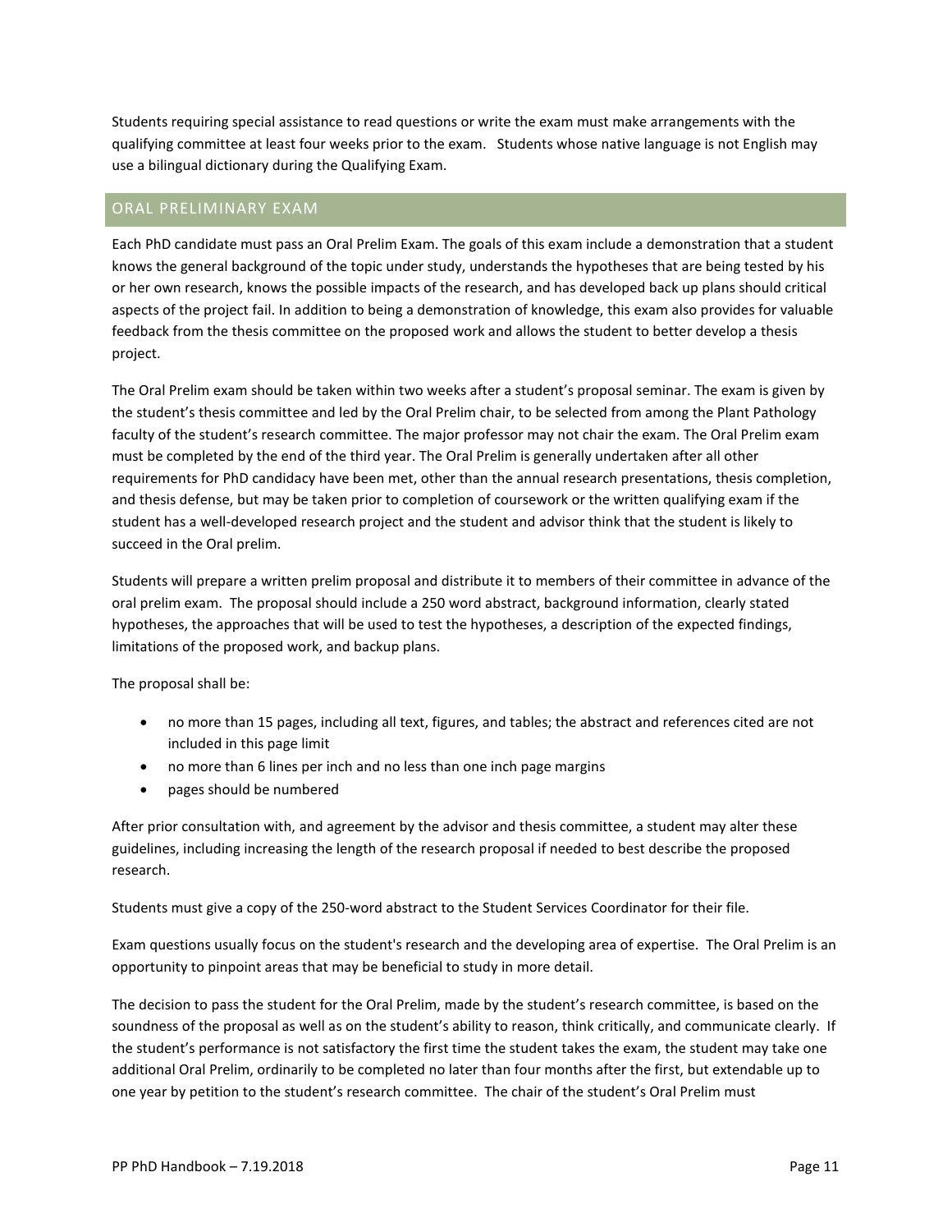Students requiring special assistance to read questions or write the exam must make arrangements with the qualifying committee at least four weeks prior to the exam. Students whose native language is not English may use a bilingual dictionary during the Qualifying Exam.

## ORAL PRELIMINARY EXAM

Each PhD candidate must pass an Oral Prelim Exam. The goals of this exam include a demonstration that a student knows the general background of the topic under study, understands the hypotheses that are being tested by his or her own research, knows the possible impacts of the research, and has developed back up plans should critical aspects of the project fail. In addition to being a demonstration of knowledge, this exam also provides for valuable feedback from the thesis committee on the proposed work and allows the student to better develop a thesis project.

The Oral Prelim exam should be taken within two weeks after a student's proposal seminar. The exam is given by the student's thesis committee and led by the Oral Prelim chair, to be selected from among the Plant Pathology faculty of the student's research committee. The major professor may not chair the exam. The Oral Prelim exam must be completed by the end of the third year. The Oral Prelim is generally undertaken after all other requirements for PhD candidacy have been met, other than the annual research presentations, thesis completion, and thesis defense, but may be taken prior to completion of coursework or the written qualifying exam if the student has a well-developed research project and the student and advisor think that the student is likely to succeed in the Oral prelim.

Students will prepare a written prelim proposal and distribute it to members of their committee in advance of the oral prelim exam. The proposal should include a 250 word abstract, background information, clearly stated hypotheses, the approaches that will be used to test the hypotheses, a description of the expected findings, limitations of the proposed work, and backup plans.

The proposal shall be:

- no more than 15 pages, including all text, figures, and tables; the abstract and references cited are not included in this page limit
- no more than 6 lines per inch and no less than one inch page margins
- pages should be numbered

After prior consultation with, and agreement by the advisor and thesis committee, a student may alter these guidelines, including increasing the length of the research proposal if needed to best describe the proposed research.

Students must give a copy of the 250-word abstract to the Student Services Coordinator for their file.

Exam questions usually focus on the student's research and the developing area of expertise. The Oral Prelim is an opportunity to pinpoint areas that may be beneficial to study in more detail.

The decision to pass the student for the Oral Prelim, made by the student's research committee, is based on the soundness of the proposal as well as on the student's ability to reason, think critically, and communicate clearly. If the student's performance is not satisfactory the first time the student takes the exam, the student may take one additional Oral Prelim, ordinarily to be completed no later than four months after the first, but extendable up to one year by petition to the student's research committee. The chair of the student's Oral Prelim must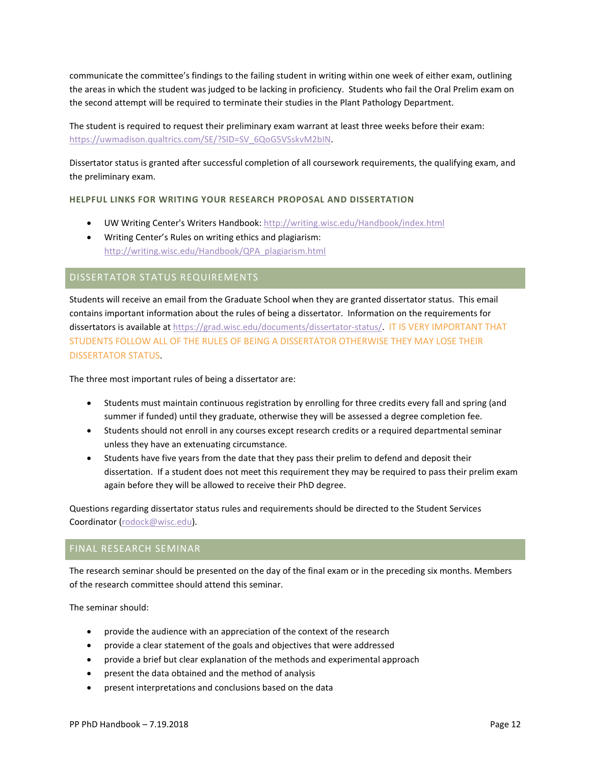communicate the committee's findings to the failing student in writing within one week of either exam, outlining the areas in which the student was judged to be lacking in proficiency. Students who fail the Oral Prelim exam on the second attempt will be required to terminate their studies in the Plant Pathology Department.

The student is required to request their preliminary exam warrant at least three weeks before their exam: https://uwmadison.qualtrics.com/SE/?SID=SV_6QoG5VSskvM2bIN.

Dissertator status is granted after successful completion of all coursework requirements, the qualifying exam, and the preliminary exam.

#### HELPFUL LINKS FOR WRITING YOUR RESEARCH PROPOSAL AND DISSERTATION

- UW Writing Center's Writers Handbook: http://writing.wisc.edu/Handbook/index.html
- Writing Center's Rules on writing ethics and plagiarism: http://writing.wisc.edu/Handbook/QPA_plagiarism.html

## DISSERTATOR STATUS REQUIREMENTS

Students will receive an email from the Graduate School when they are granted dissertator status. This email contains important information about the rules of being a dissertator. Information on the requirements for dissertators is available at https://grad.wisc.edu/documents/dissertator-status/. IT IS VERY IMPORTANT THAT STUDENTS FOLLOW ALL OF THE RULES OF BEING A DISSERTATOR OTHERWISE THEY MAY LOSE THEIR DISSERTATOR STATUS.

The three most important rules of being a dissertator are:

- Students must maintain continuous registration by enrolling for three credits every fall and spring (and summer if funded) until they graduate, otherwise they will be assessed a degree completion fee.
- Students should not enroll in any courses except research credits or a required departmental seminar unless they have an extenuating circumstance.
- Students have five years from the date that they pass their prelim to defend and deposit their dissertation. If a student does not meet this requirement they may be required to pass their prelim exam again before they will be allowed to receive their PhD degree.

Questions regarding dissertator status rules and requirements should be directed to the Student Services Coordinator (rodock@wisc.edu).

## FINAL RESEARCH SEMINAR

The research seminar should be presented on the day of the final exam or in the preceding six months. Members of the research committee should attend this seminar.

The seminar should:

- provide the audience with an appreciation of the context of the research
- provide a clear statement of the goals and objectives that were addressed
- provide a brief but clear explanation of the methods and experimental approach
- present the data obtained and the method of analysis
- present interpretations and conclusions based on the data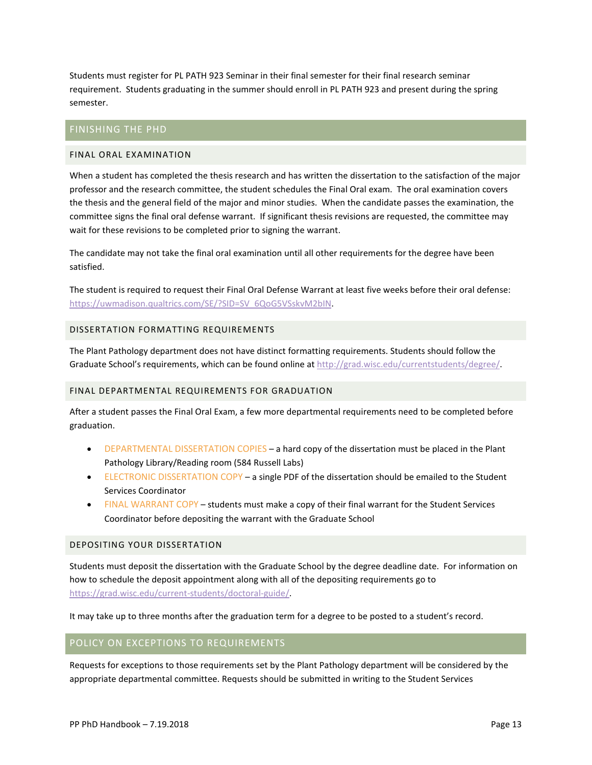Students must register for PL PATH 923 Seminar in their final semester for their final research seminar requirement. Students graduating in the summer should enroll in PL PATH 923 and present during the spring semester.

## FINISHING THE PHD

### FINAL ORAL EXAMINATION

When a student has completed the thesis research and has written the dissertation to the satisfaction of the major professor and the research committee, the student schedules the Final Oral exam. The oral examination covers the thesis and the general field of the major and minor studies. When the candidate passes the examination, the committee signs the final oral defense warrant. If significant thesis revisions are requested, the committee may wait for these revisions to be completed prior to signing the warrant.

The candidate may not take the final oral examination until all other requirements for the degree have been satisfied.

The student is required to request their Final Oral Defense Warrant at least five weeks before their oral defense: https://uwmadison.qualtrics.com/SE/?SID=SV_6QoG5VSskvM2bIN.

### DISSERTATION FORMATTING REQUIREMENTS

The Plant Pathology department does not have distinct formatting requirements. Students should follow the Graduate School's requirements, which can be found online at http://grad.wisc.edu/currentstudents/degree/.

### FINAL DEPARTMENTAL REQUIREMENTS FOR GRADUATION

After a student passes the Final Oral Exam, a few more departmental requirements need to be completed before graduation.

- DEPARTMENTAL DISSERTATION COPIES – a hard copy of the dissertation must be placed in the Plant Pathology Library/Reading room (584 Russell Labs)
- ELECTRONIC DISSERTATION COPY – a single PDF of the dissertation should be emailed to the Student Services Coordinator
- FINAL WARRANT COPY – students must make a copy of their final warrant for the Student Services Coordinator before depositing the warrant with the Graduate School

### DEPOSITING YOUR DISSERTATION

Students must deposit the dissertation with the Graduate School by the degree deadline date. For information on how to schedule the deposit appointment along with all of the depositing requirements go to https://grad.wisc.edu/current-students/doctoral-guide/.

It may take up to three months after the graduation term for a degree to be posted to a student's record.

## POLICY ON EXCEPTIONS TO REQUIREMENTS

Requests for exceptions to those requirements set by the Plant Pathology department will be considered by the appropriate departmental committee. Requests should be submitted in writing to the Student Services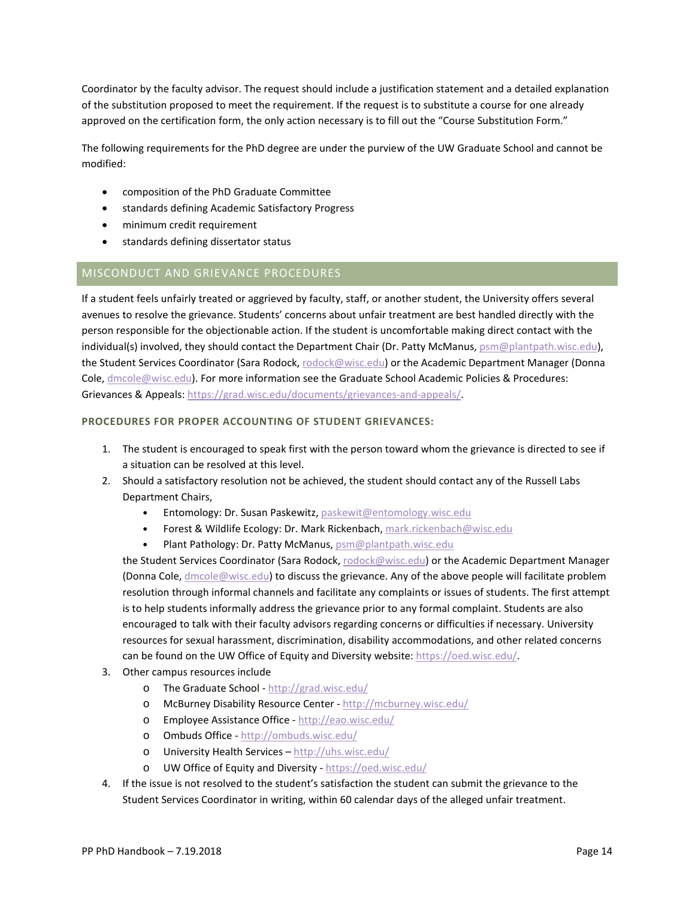Coordinator by the faculty advisor. The request should include a justification statement and a detailed explanation of the substitution proposed to meet the requirement. If the request is to substitute a course for one already approved on the certification form, the only action necessary is to fill out the "Course Substitution Form."

The following requirements for the PhD degree are under the purview of the UW Graduate School and cannot be modified:

- composition of the PhD Graduate Committee
- standards defining Academic Satisfactory Progress
- minimum credit requirement
- standards defining dissertator status

## MISCONDUCT AND GRIEVANCE PROCEDURES

If a student feels unfairly treated or aggrieved by faculty, staff, or another student, the University offers several avenues to resolve the grievance. Students' concerns about unfair treatment are best handled directly with the person responsible for the objectionable action. If the student is uncomfortable making direct contact with the individual(s) involved, they should contact the Department Chair (Dr. Patty McManus, psm@plantpath.wisc.edu), the Student Services Coordinator (Sara Rodock, rodock@wisc.edu) or the Academic Department Manager (Donna Cole, dmcole@wisc.edu). For more information see the Graduate School Academic Policies & Procedures: Grievances & Appeals: https://grad.wisc.edu/documents/grievances-and-appeals/.

### PROCEDURES FOR PROPER ACCOUNTING OF STUDENT GRIEVANCES:

1. The student is encouraged to speak first with the person toward whom the grievance is directed to see if a situation can be resolved at this level.
2. Should a satisfactory resolution not be achieved, the student should contact any of the Russell Labs Department Chairs,
    - Entomology: Dr. Susan Paskewitz, paskewit@entomology.wisc.edu
    - Forest & Wildlife Ecology: Dr. Mark Rickenbach, mark.rickenbach@wisc.edu
    - Plant Pathology: Dr. Patty McManus, psm@plantpath.wisc.edu

   the Student Services Coordinator (Sara Rodock, rodock@wisc.edu) or the Academic Department Manager (Donna Cole, dmcole@wisc.edu) to discuss the grievance. Any of the above people will facilitate problem resolution through informal channels and facilitate any complaints or issues of students. The first attempt is to help students informally address the grievance prior to any formal complaint. Students are also encouraged to talk with their faculty advisors regarding concerns or difficulties if necessary. University resources for sexual harassment, discrimination, disability accommodations, and other related concerns can be found on the UW Office of Equity and Diversity website: https://oed.wisc.edu/.
3. Other campus resources include
    - The Graduate School - http://grad.wisc.edu/
    - McBurney Disability Resource Center - http://mcburney.wisc.edu/
    - Employee Assistance Office - http://eao.wisc.edu/
    - Ombuds Office - http://ombuds.wisc.edu/
    - University Health Services – http://uhs.wisc.edu/
    - UW Office of Equity and Diversity - https://oed.wisc.edu/
4. If the issue is not resolved to the student's satisfaction the student can submit the grievance to the Student Services Coordinator in writing, within 60 calendar days of the alleged unfair treatment.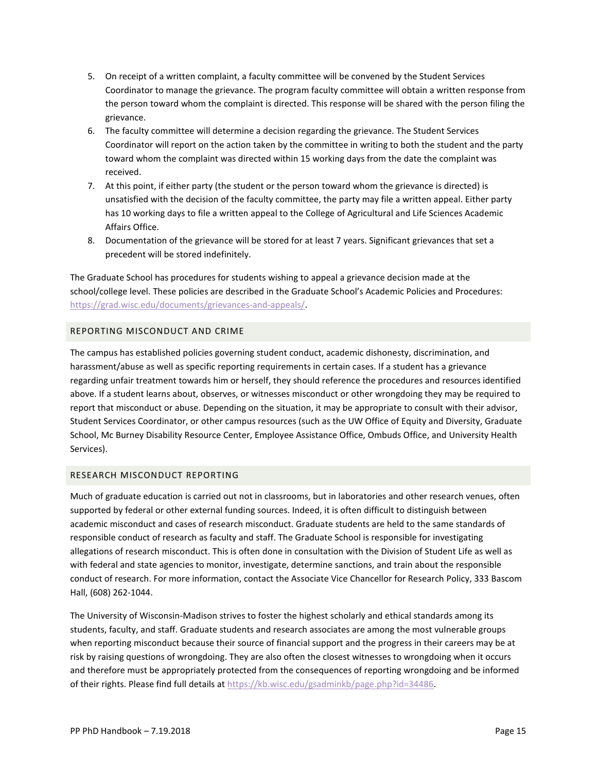5. On receipt of a written complaint, a faculty committee will be convened by the Student Services Coordinator to manage the grievance. The program faculty committee will obtain a written response from the person toward whom the complaint is directed. This response will be shared with the person filing the grievance.
6. The faculty committee will determine a decision regarding the grievance. The Student Services Coordinator will report on the action taken by the committee in writing to both the student and the party toward whom the complaint was directed within 15 working days from the date the complaint was received.
7. At this point, if either party (the student or the person toward whom the grievance is directed) is unsatisfied with the decision of the faculty committee, the party may file a written appeal. Either party has 10 working days to file a written appeal to the College of Agricultural and Life Sciences Academic Affairs Office.
8. Documentation of the grievance will be stored for at least 7 years. Significant grievances that set a precedent will be stored indefinitely.

The Graduate School has procedures for students wishing to appeal a grievance decision made at the school/college level. These policies are described in the Graduate School's Academic Policies and Procedures: https://grad.wisc.edu/documents/grievances-and-appeals/.

## REPORTING MISCONDUCT AND CRIME

The campus has established policies governing student conduct, academic dishonesty, discrimination, and harassment/abuse as well as specific reporting requirements in certain cases. If a student has a grievance regarding unfair treatment towards him or herself, they should reference the procedures and resources identified above. If a student learns about, observes, or witnesses misconduct or other wrongdoing they may be required to report that misconduct or abuse. Depending on the situation, it may be appropriate to consult with their advisor, Student Services Coordinator, or other campus resources (such as the UW Office of Equity and Diversity, Graduate School, Mc Burney Disability Resource Center, Employee Assistance Office, Ombuds Office, and University Health Services).

## RESEARCH MISCONDUCT REPORTING

Much of graduate education is carried out not in classrooms, but in laboratories and other research venues, often supported by federal or other external funding sources. Indeed, it is often difficult to distinguish between academic misconduct and cases of research misconduct. Graduate students are held to the same standards of responsible conduct of research as faculty and staff. The Graduate School is responsible for investigating allegations of research misconduct. This is often done in consultation with the Division of Student Life as well as with federal and state agencies to monitor, investigate, determine sanctions, and train about the responsible conduct of research. For more information, contact the Associate Vice Chancellor for Research Policy, 333 Bascom Hall, (608) 262-1044.

The University of Wisconsin-Madison strives to foster the highest scholarly and ethical standards among its students, faculty, and staff. Graduate students and research associates are among the most vulnerable groups when reporting misconduct because their source of financial support and the progress in their careers may be at risk by raising questions of wrongdoing. They are also often the closest witnesses to wrongdoing when it occurs and therefore must be appropriately protected from the consequences of reporting wrongdoing and be informed of their rights. Please find full details at https://kb.wisc.edu/gsadminkb/page.php?id=34486.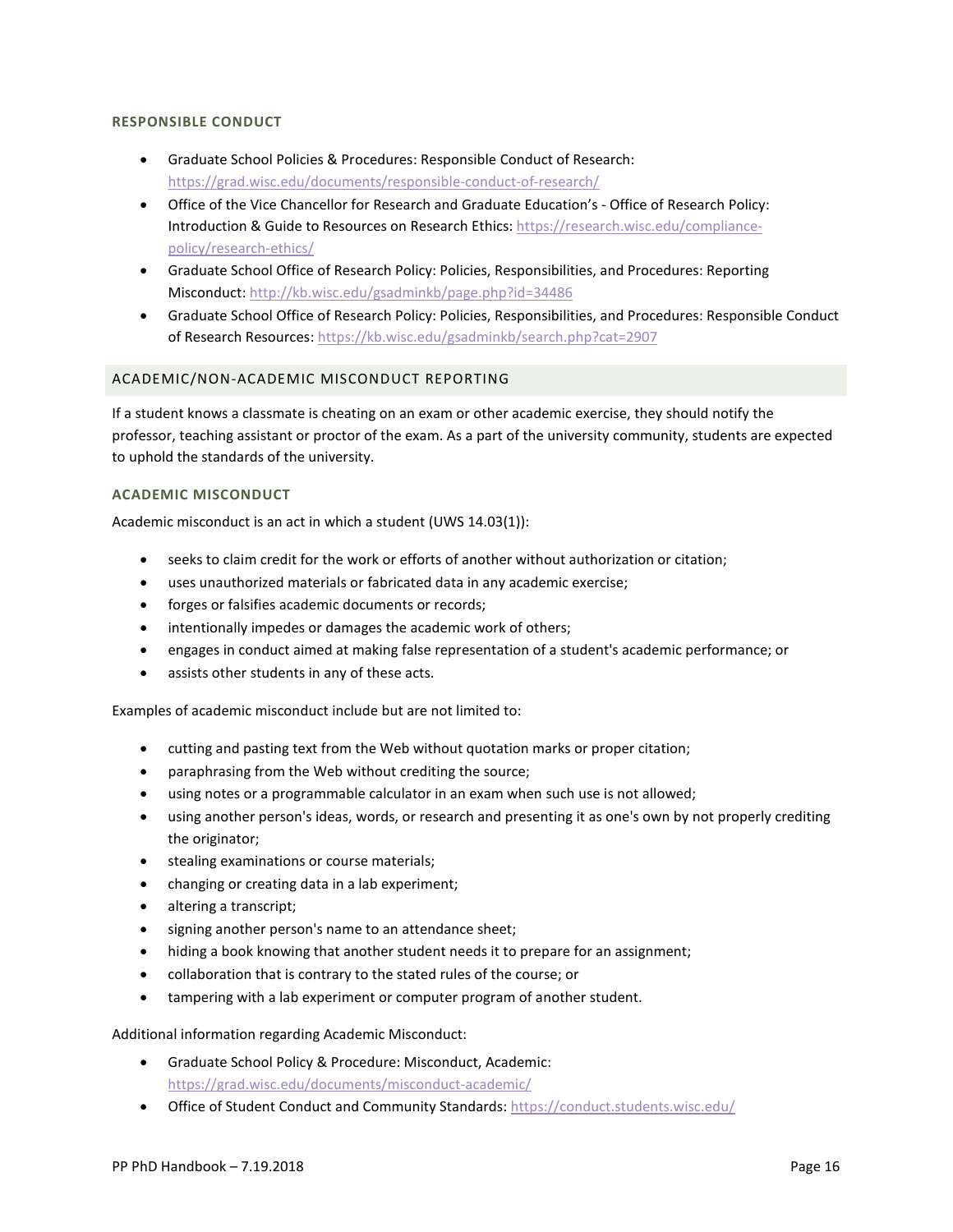### RESPONSIBLE CONDUCT

- Graduate School Policies & Procedures: Responsible Conduct of Research: https://grad.wisc.edu/documents/responsible-conduct-of-research/
- Office of the Vice Chancellor for Research and Graduate Education's - Office of Research Policy: Introduction & Guide to Resources on Research Ethics: https://research.wisc.edu/compliance-policy/research-ethics/
- Graduate School Office of Research Policy: Policies, Responsibilities, and Procedures: Reporting Misconduct: http://kb.wisc.edu/gsadminkb/page.php?id=34486
- Graduate School Office of Research Policy: Policies, Responsibilities, and Procedures: Responsible Conduct of Research Resources: https://kb.wisc.edu/gsadminkb/search.php?cat=2907

## ACADEMIC/NON-ACADEMIC MISCONDUCT REPORTING

If a student knows a classmate is cheating on an exam or other academic exercise, they should notify the professor, teaching assistant or proctor of the exam. As a part of the university community, students are expected to uphold the standards of the university.

### ACADEMIC MISCONDUCT

Academic misconduct is an act in which a student (UWS 14.03(1)):

- seeks to claim credit for the work or efforts of another without authorization or citation;
- uses unauthorized materials or fabricated data in any academic exercise;
- forges or falsifies academic documents or records;
- intentionally impedes or damages the academic work of others;
- engages in conduct aimed at making false representation of a student's academic performance; or
- assists other students in any of these acts.

Examples of academic misconduct include but are not limited to:

- cutting and pasting text from the Web without quotation marks or proper citation;
- paraphrasing from the Web without crediting the source;
- using notes or a programmable calculator in an exam when such use is not allowed;
- using another person's ideas, words, or research and presenting it as one's own by not properly crediting the originator;
- stealing examinations or course materials;
- changing or creating data in a lab experiment;
- altering a transcript;
- signing another person's name to an attendance sheet;
- hiding a book knowing that another student needs it to prepare for an assignment;
- collaboration that is contrary to the stated rules of the course; or
- tampering with a lab experiment or computer program of another student.

Additional information regarding Academic Misconduct:

- Graduate School Policy & Procedure: Misconduct, Academic: https://grad.wisc.edu/documents/misconduct-academic/
- Office of Student Conduct and Community Standards: https://conduct.students.wisc.edu/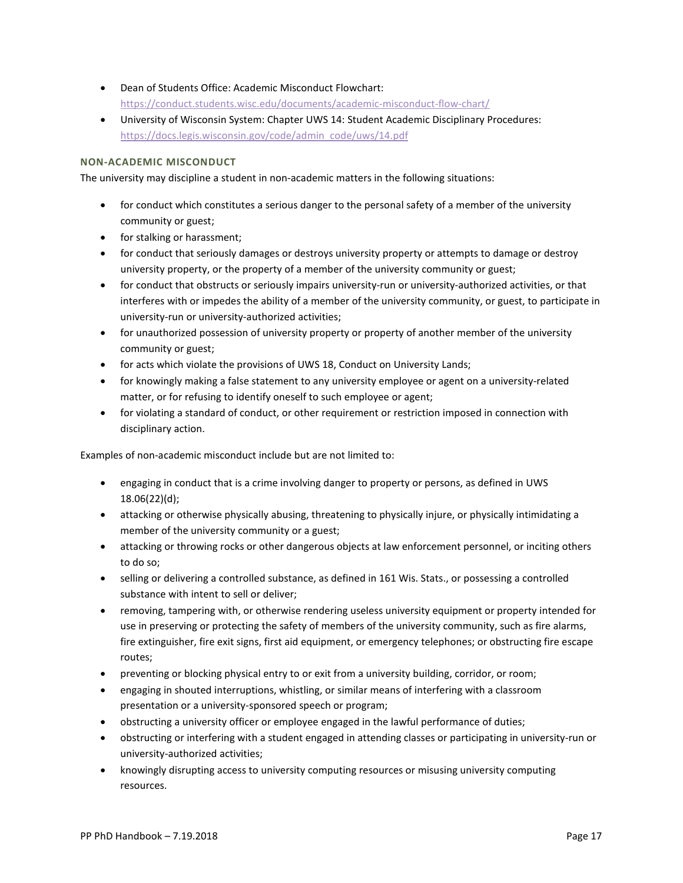- Dean of Students Office: Academic Misconduct Flowchart: [https://conduct.students.wisc.edu/documents/academic-misconduct-flow-chart/](https://conduct.students.wisc.edu/documents/academic-misconduct-flow-chart/)
- University of Wisconsin System: Chapter UWS 14: Student Academic Disciplinary Procedures: [https://docs.legis.wisconsin.gov/code/admin_code/uws/14.pdf](https://docs.legis.wisconsin.gov/code/admin_code/uws/14.pdf)

### NON-ACADEMIC MISCONDUCT

The university may discipline a student in non-academic matters in the following situations:

- for conduct which constitutes a serious danger to the personal safety of a member of the university community or guest;
- for stalking or harassment;
- for conduct that seriously damages or destroys university property or attempts to damage or destroy university property, or the property of a member of the university community or guest;
- for conduct that obstructs or seriously impairs university-run or university-authorized activities, or that interferes with or impedes the ability of a member of the university community, or guest, to participate in university-run or university-authorized activities;
- for unauthorized possession of university property or property of another member of the university community or guest;
- for acts which violate the provisions of UWS 18, Conduct on University Lands;
- for knowingly making a false statement to any university employee or agent on a university-related matter, or for refusing to identify oneself to such employee or agent;
- for violating a standard of conduct, or other requirement or restriction imposed in connection with disciplinary action.

Examples of non-academic misconduct include but are not limited to:

- engaging in conduct that is a crime involving danger to property or persons, as defined in UWS 18.06(22)(d);
- attacking or otherwise physically abusing, threatening to physically injure, or physically intimidating a member of the university community or a guest;
- attacking or throwing rocks or other dangerous objects at law enforcement personnel, or inciting others to do so;
- selling or delivering a controlled substance, as defined in 161 Wis. Stats., or possessing a controlled substance with intent to sell or deliver;
- removing, tampering with, or otherwise rendering useless university equipment or property intended for use in preserving or protecting the safety of members of the university community, such as fire alarms, fire extinguisher, fire exit signs, first aid equipment, or emergency telephones; or obstructing fire escape routes;
- preventing or blocking physical entry to or exit from a university building, corridor, or room;
- engaging in shouted interruptions, whistling, or similar means of interfering with a classroom presentation or a university-sponsored speech or program;
- obstructing a university officer or employee engaged in the lawful performance of duties;
- obstructing or interfering with a student engaged in attending classes or participating in university-run or university-authorized activities;
- knowingly disrupting access to university computing resources or misusing university computing resources.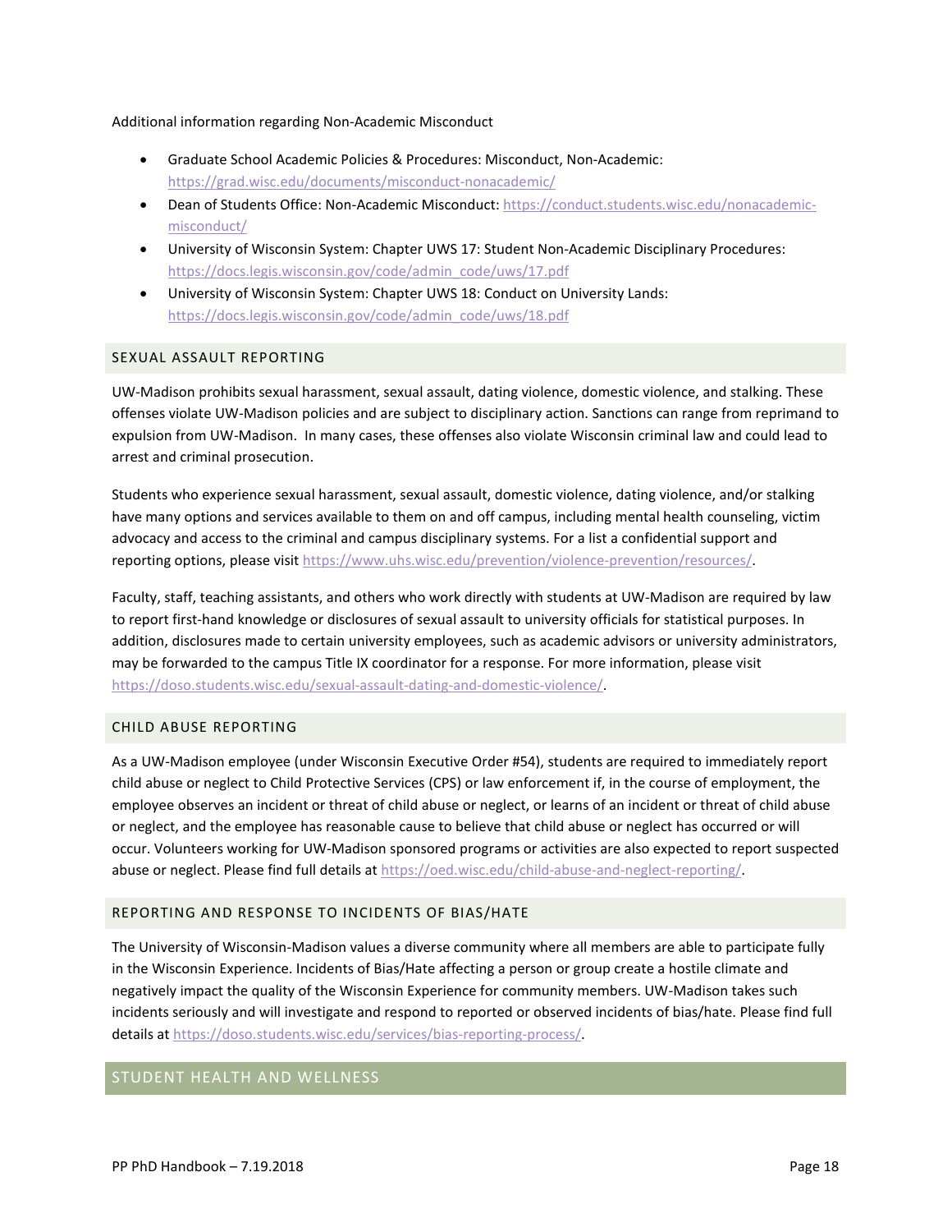Additional information regarding Non-Academic Misconduct

- Graduate School Academic Policies & Procedures: Misconduct, Non-Academic: https://grad.wisc.edu/documents/misconduct-nonacademic/
- Dean of Students Office: Non-Academic Misconduct: https://conduct.students.wisc.edu/nonacademic-misconduct/
- University of Wisconsin System: Chapter UWS 17: Student Non-Academic Disciplinary Procedures: https://docs.legis.wisconsin.gov/code/admin_code/uws/17.pdf
- University of Wisconsin System: Chapter UWS 18: Conduct on University Lands: https://docs.legis.wisconsin.gov/code/admin_code/uws/18.pdf

### SEXUAL ASSAULT REPORTING

UW-Madison prohibits sexual harassment, sexual assault, dating violence, domestic violence, and stalking. These offenses violate UW-Madison policies and are subject to disciplinary action. Sanctions can range from reprimand to expulsion from UW-Madison. In many cases, these offenses also violate Wisconsin criminal law and could lead to arrest and criminal prosecution.

Students who experience sexual harassment, sexual assault, domestic violence, dating violence, and/or stalking have many options and services available to them on and off campus, including mental health counseling, victim advocacy and access to the criminal and campus disciplinary systems. For a list a confidential support and reporting options, please visit https://www.uhs.wisc.edu/prevention/violence-prevention/resources/.

Faculty, staff, teaching assistants, and others who work directly with students at UW-Madison are required by law to report first-hand knowledge or disclosures of sexual assault to university officials for statistical purposes. In addition, disclosures made to certain university employees, such as academic advisors or university administrators, may be forwarded to the campus Title IX coordinator for a response. For more information, please visit https://doso.students.wisc.edu/sexual-assault-dating-and-domestic-violence/.

### CHILD ABUSE REPORTING

As a UW-Madison employee (under Wisconsin Executive Order #54), students are required to immediately report child abuse or neglect to Child Protective Services (CPS) or law enforcement if, in the course of employment, the employee observes an incident or threat of child abuse or neglect, or learns of an incident or threat of child abuse or neglect, and the employee has reasonable cause to believe that child abuse or neglect has occurred or will occur. Volunteers working for UW-Madison sponsored programs or activities are also expected to report suspected abuse or neglect. Please find full details at https://oed.wisc.edu/child-abuse-and-neglect-reporting/.

### REPORTING AND RESPONSE TO INCIDENTS OF BIAS/HATE

The University of Wisconsin-Madison values a diverse community where all members are able to participate fully in the Wisconsin Experience. Incidents of Bias/Hate affecting a person or group create a hostile climate and negatively impact the quality of the Wisconsin Experience for community members. UW-Madison takes such incidents seriously and will investigate and respond to reported or observed incidents of bias/hate. Please find full details at https://doso.students.wisc.edu/services/bias-reporting-process/.

## STUDENT HEALTH AND WELLNESS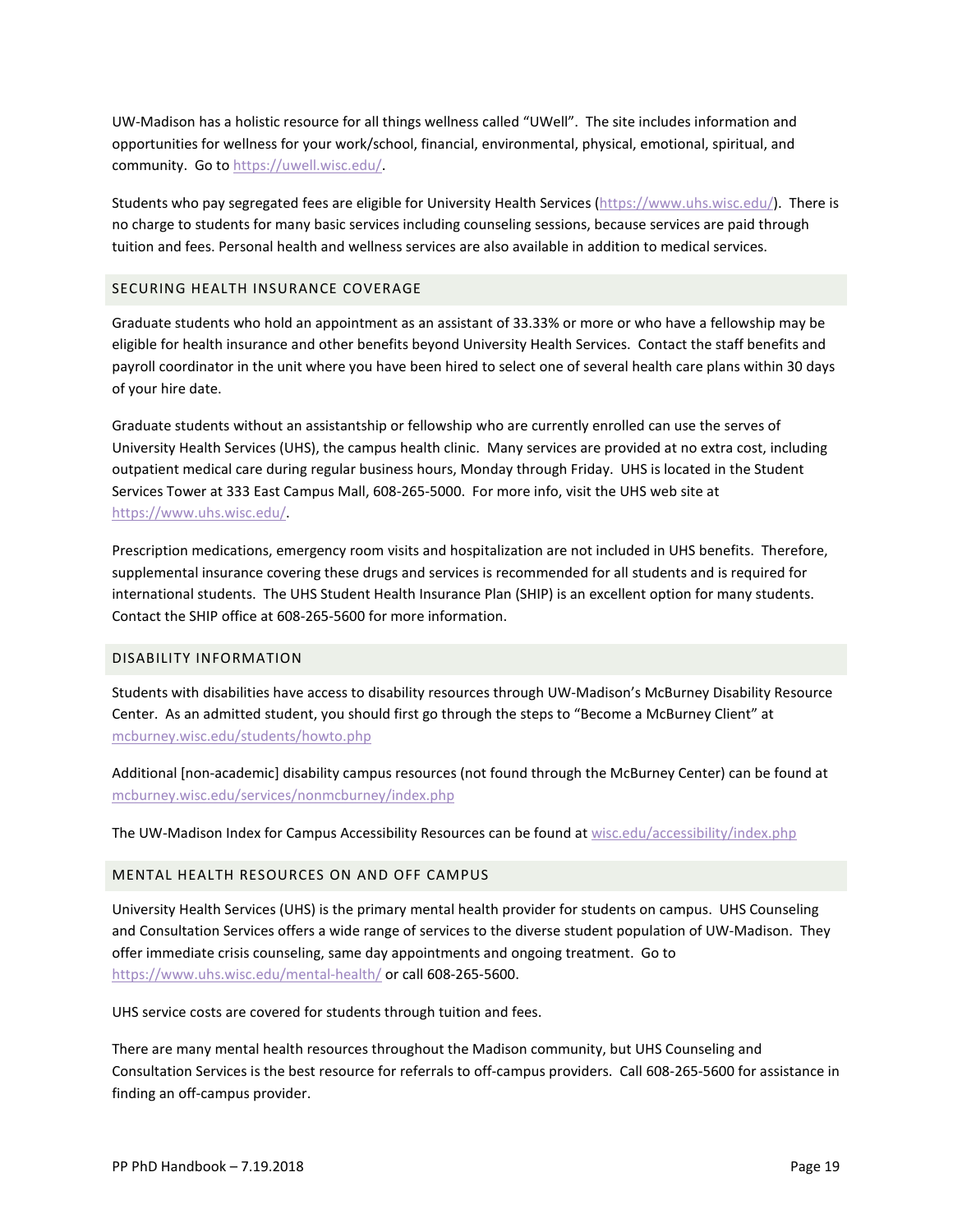UW-Madison has a holistic resource for all things wellness called "UWell". The site includes information and opportunities for wellness for your work/school, financial, environmental, physical, emotional, spiritual, and community. Go to https://uwell.wisc.edu/.

Students who pay segregated fees are eligible for University Health Services (https://www.uhs.wisc.edu/). There is no charge to students for many basic services including counseling sessions, because services are paid through tuition and fees. Personal health and wellness services are also available in addition to medical services.

## SECURING HEALTH INSURANCE COVERAGE

Graduate students who hold an appointment as an assistant of 33.33% or more or who have a fellowship may be eligible for health insurance and other benefits beyond University Health Services. Contact the staff benefits and payroll coordinator in the unit where you have been hired to select one of several health care plans within 30 days of your hire date.

Graduate students without an assistantship or fellowship who are currently enrolled can use the serves of University Health Services (UHS), the campus health clinic. Many services are provided at no extra cost, including outpatient medical care during regular business hours, Monday through Friday. UHS is located in the Student Services Tower at 333 East Campus Mall, 608-265-5000. For more info, visit the UHS web site at https://www.uhs.wisc.edu/.

Prescription medications, emergency room visits and hospitalization are not included in UHS benefits. Therefore, supplemental insurance covering these drugs and services is recommended for all students and is required for international students. The UHS Student Health Insurance Plan (SHIP) is an excellent option for many students. Contact the SHIP office at 608-265-5600 for more information.

## DISABILITY INFORMATION

Students with disabilities have access to disability resources through UW-Madison's McBurney Disability Resource Center. As an admitted student, you should first go through the steps to "Become a McBurney Client" at mcburney.wisc.edu/students/howto.php

Additional [non-academic] disability campus resources (not found through the McBurney Center) can be found at mcburney.wisc.edu/services/nonmcburney/index.php

The UW-Madison Index for Campus Accessibility Resources can be found at wisc.edu/accessibility/index.php

## MENTAL HEALTH RESOURCES ON AND OFF CAMPUS

University Health Services (UHS) is the primary mental health provider for students on campus. UHS Counseling and Consultation Services offers a wide range of services to the diverse student population of UW-Madison. They offer immediate crisis counseling, same day appointments and ongoing treatment. Go to https://www.uhs.wisc.edu/mental-health/ or call 608-265-5600.

UHS service costs are covered for students through tuition and fees.

There are many mental health resources throughout the Madison community, but UHS Counseling and Consultation Services is the best resource for referrals to off-campus providers. Call 608-265-5600 for assistance in finding an off-campus provider.